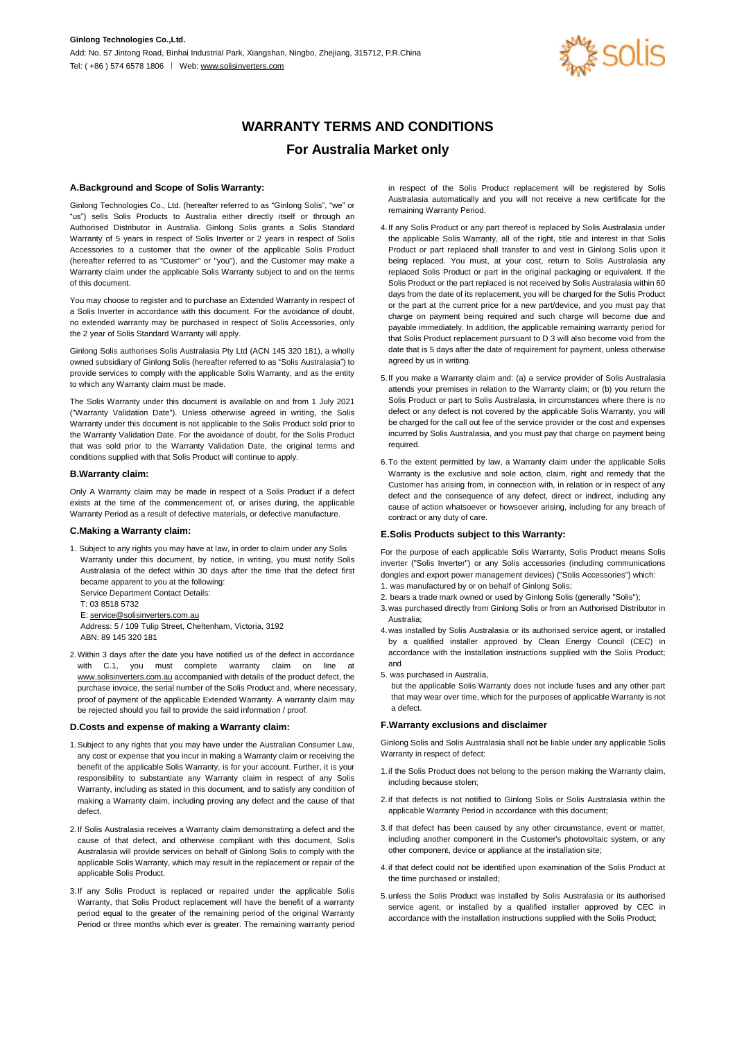**Ginlong Technologies Co.,Ltd.**

Add: No. 57 Jintong Road, Binhai Industrial Park, Xiangshan, Ningbo, Zhejiang, 315712, P.R.China

Tel: ( +86 ) 574 6578 1806 | Web: www.solisinverters.com

# WARRANTY TERMS AND CONDITIONS

## For Australia Market only

### A.Background and Scope of Solis Warranty:

Ginlong Technologies Co., Ltd. (hereafter referred to as "Ginlong Solis", "we" or "us") sells Solis Products to Australia either directly itself or through an Authorised Distributor in Australia. Ginlong Solis grants a Solis Standard Warranty of 5 years in respect of Solis Inverter or 2 years in respect of Solis Accessories to a customer that the owner of the applicable Solis Product (hereafter referred to as "Customer" or "you"), and the Customer may make a Warranty claim under the applicable Solis Warranty subject to and on the terms of this document.

You may choose to register and to purchase an Extended Warranty in respect of a Solis Inverter in accordance with this document. For the avoidance of doubt, no extended warranty may be purchased in respect of Solis Accessories, only the 2 year of Solis Standard Warranty will apply.

Ginlong Solis authorises Solis Australasia Pty Ltd (ACN 145 320 181), a wholly owned subsidiary of Ginlong Solis (hereafter referred to as "Solis Australasia") to provide services to comply with the applicable Solis Warranty, and as the entity to which any Warranty claim must be made.

The Solis Warranty under this document is available on and from 1 July 2021 ("Warranty Validation Date"). Unless otherwise agreed in writing, the Solis Warranty under this document is not applicable to the Solis Product sold prior to the Warranty Validation Date. For the avoidance of doubt, for the Solis Product that was sold prior to the Warranty Validation Date, the original terms and conditions supplied with that Solis Product will continue to apply.

### B.Warranty claim:

Only A Warranty claim may be made in respect of a Solis Product if a defect exists at the time of the commencement of, or arises during, the applicable Warranty Period as a result of defective materials, or defective manufacture.

### C.Making a Warranty claim:

1. Subject to any rights you may have at law, in order to claim under any Solis Warranty under this document, by notice, in writing, you must notify Solis Australasia of the defect within 30 days after the time that the defect first became apparent to you at the following:
   Service Department Contact Details:
   T: 03 8518 5732
   E: service@solisinverters.com.au
   Address: 5 / 109 Tulip Street, Cheltenham, Victoria, 3192
   ABN: 89 145 320 181
2. Within 3 days after the date you have notified us of the defect in accordance with C.1, you must complete warranty claim on line at www.solisinverters.com.au accompanied with details of the product defect, the purchase invoice, the serial number of the Solis Product and, where necessary, proof of payment of the applicable Extended Warranty. A warranty claim may be rejected should you fail to provide the said information / proof.

### D.Costs and expense of making a Warranty claim:

1. Subject to any rights that you may have under the Australian Consumer Law, any cost or expense that you incur in making a Warranty claim or receiving the benefit of the applicable Solis Warranty, is for your account. Further, it is your responsibility to substantiate any Warranty claim in respect of any Solis Warranty, including as stated in this document, and to satisfy any condition of making a Warranty claim, including proving any defect and the cause of that defect.
2. If Solis Australasia receives a Warranty claim demonstrating a defect and the cause of that defect, and otherwise compliant with this document, Solis Australasia will provide services on behalf of Ginlong Solis to comply with the applicable Solis Warranty, which may result in the replacement or repair of the applicable Solis Product.
3. If any Solis Product is replaced or repaired under the applicable Solis Warranty, that Solis Product replacement will have the benefit of a warranty period equal to the greater of the remaining period of the original Warranty Period or three months which ever is greater. The remaining warranty period in respect of the Solis Product replacement will be registered by Solis Australasia automatically and you will not receive a new certificate for the remaining Warranty Period.
4. If any Solis Product or any part thereof is replaced by Solis Australasia under the applicable Solis Warranty, all of the right, title and interest in that Solis Product or part replaced shall transfer to and vest in Ginlong Solis upon it being replaced. You must, at your cost, return to Solis Australasia any replaced Solis Product or part in the original packaging or equivalent. If the Solis Product or the part replaced is not received by Solis Australasia within 60 days from the date of its replacement, you will be charged for the Solis Product or the part at the current price for a new part/device, and you must pay that charge on payment being required and such charge will become due and payable immediately. In addition, the applicable remaining warranty period for that Solis Product replacement pursuant to D 3 will also become void from the date that is 5 days after the date of requirement for payment, unless otherwise agreed by us in writing.
5. If you make a Warranty claim and: (a) a service provider of Solis Australasia attends your premises in relation to the Warranty claim; or (b) you return the Solis Product or part to Solis Australasia, in circumstances where there is no defect or any defect is not covered by the applicable Solis Warranty, you will be charged for the call out fee of the service provider or the cost and expenses incurred by Solis Australasia, and you must pay that charge on payment being required.
6. To the extent permitted by law, a Warranty claim under the applicable Solis Warranty is the exclusive and sole action, claim, right and remedy that the Customer has arising from, in connection with, in relation or in respect of any defect and the consequence of any defect, direct or indirect, including any cause of action whatsoever or howsoever arising, including for any breach of contract or any duty of care.

### E.Solis Products subject to this Warranty:

For the purpose of each applicable Solis Warranty, Solis Product means Solis inverter ("Solis Inverter") or any Solis accessories (including communications dongles and export power management devices) ("Solis Accessories") which:

1. was manufactured by or on behalf of Ginlong Solis;
2. bears a trade mark owned or used by Ginlong Solis (generally "Solis");
3. was purchased directly from Ginlong Solis or from an Authorised Distributor in Australia;
4. was installed by Solis Australasia or its authorised service agent, or installed by a qualified installer approved by Clean Energy Council (CEC) in accordance with the installation instructions supplied with the Solis Product; and
5. was purchased in Australia,

but the applicable Solis Warranty does not include fuses and any other part that may wear over time, which for the purposes of applicable Warranty is not a defect.

### F.Warranty exclusions and disclaimer

Ginlong Solis and Solis Australasia shall not be liable under any applicable Solis Warranty in respect of defect:

1. if the Solis Product does not belong to the person making the Warranty claim, including because stolen;
2. if that defects is not notified to Ginlong Solis or Solis Australasia within the applicable Warranty Period in accordance with this document;
3. if that defect has been caused by any other circumstance, event or matter, including another component in the Customer's photovoltaic system, or any other component, device or appliance at the installation site;
4. if that defect could not be identified upon examination of the Solis Product at the time purchased or installed;
5. unless the Solis Product was installed by Solis Australasia or its authorised service agent, or installed by a qualified installer approved by CEC in accordance with the installation instructions supplied with the Solis Product;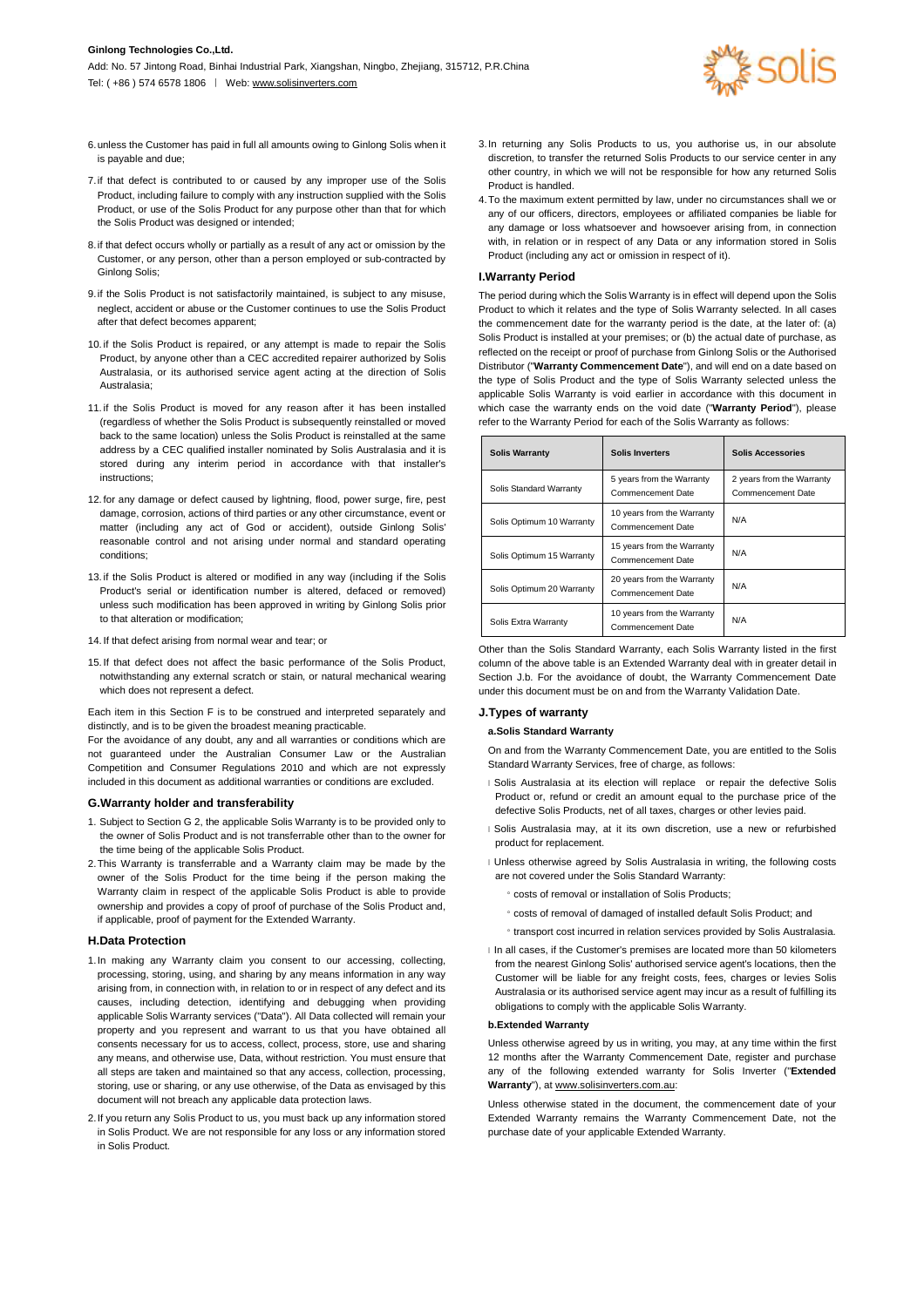6. unless the Customer has paid in full all amounts owing to Ginlong Solis when it is payable and due;
7. if that defect is contributed to or caused by any improper use of the Solis Product, including failure to comply with any instruction supplied with the Solis Product, or use of the Solis Product for any purpose other than that for which the Solis Product was designed or intended;
8. if that defect occurs wholly or partially as a result of any act or omission by the Customer, or any person, other than a person employed or sub-contracted by Ginlong Solis;
9. if the Solis Product is not satisfactorily maintained, is subject to any misuse, neglect, accident or abuse or the Customer continues to use the Solis Product after that defect becomes apparent;
10. if the Solis Product is repaired, or any attempt is made to repair the Solis Product, by anyone other than a CEC accredited repairer authorized by Solis Australasia, or its authorised service agent acting at the direction of Solis Australasia;
11. if the Solis Product is moved for any reason after it has been installed (regardless of whether the Solis Product is subsequently reinstalled or moved back to the same location) unless the Solis Product is reinstalled at the same address by a CEC qualified installer nominated by Solis Australasia and it is stored during any interim period in accordance with that installer's instructions;
12. for any damage or defect caused by lightning, flood, power surge, fire, pest damage, corrosion, actions of third parties or any other circumstance, event or matter (including any act of God or accident), outside Ginlong Solis' reasonable control and not arising under normal and standard operating conditions;
13. if the Solis Product is altered or modified in any way (including if the Solis Product's serial or identification number is altered, defaced or removed) unless such modification has been approved in writing by Ginlong Solis prior to that alteration or modification;
14. If that defect arising from normal wear and tear; or
15. If that defect does not affect the basic performance of the Solis Product, notwithstanding any external scratch or stain, or natural mechanical wearing which does not represent a defect.

Each item in this Section F is to be construed and interpreted separately and distinctly, and is to be given the broadest meaning practicable.
For the avoidance of any doubt, any and all warranties or conditions which are not guaranteed under the Australian Consumer Law or the Australian Competition and Consumer Regulations 2010 and which are not expressly included in this document as additional warranties or conditions are excluded.

## G.Warranty holder and transferability

1. Subject to Section G 2, the applicable Solis Warranty is to be provided only to the owner of Solis Product and is not transferrable other than to the owner for the time being of the applicable Solis Product.
2. This Warranty is transferrable and a Warranty claim may be made by the owner of the Solis Product for the time being if the person making the Warranty claim in respect of the applicable Solis Product is able to provide ownership and provides a copy of proof of purchase of the Solis Product and, if applicable, proof of payment for the Extended Warranty.

## H.Data Protection

1. In making any Warranty claim you consent to our accessing, collecting, processing, storing, using, and sharing by any means information in any way arising from, in connection with, in relation to or in respect of any defect and its causes, including detection, identifying and debugging when providing applicable Solis Warranty services ("Data"). All Data collected will remain your property and you represent and warrant to us that you have obtained all consents necessary for us to access, collect, process, store, use and sharing any means, and otherwise use, Data, without restriction. You must ensure that all steps are taken and maintained so that any access, collection, processing, storing, use or sharing, or any use otherwise, of the Data as envisaged by this document will not breach any applicable data protection laws.
2. If you return any Solis Product to us, you must back up any information stored in Solis Product. We are not responsible for any loss or any information stored in Solis Product.
3. In returning any Solis Products to us, you authorise us, in our absolute discretion, to transfer the returned Solis Products to our service center in any other country, in which we will not be responsible for how any returned Solis Product is handled.
4. To the maximum extent permitted by law, under no circumstances shall we or any of our officers, directors, employees or affiliated companies be liable for any damage or loss whatsoever and howsoever arising from, in connection with, in relation or in respect of any Data or any information stored in Solis Product (including any act or omission in respect of it).

## I.Warranty Period

The period during which the Solis Warranty is in effect will depend upon the Solis Product to which it relates and the type of Solis Warranty selected. In all cases the commencement date for the warranty period is the date, at the later of: (a) Solis Product is installed at your premises; or (b) the actual date of purchase, as reflected on the receipt or proof of purchase from Ginlong Solis or the Authorised Distributor ("**Warranty Commencement Date**"), and will end on a date based on the type of Solis Product and the type of Solis Warranty selected unless the applicable Solis Warranty is void earlier in accordance with this document in which case the warranty ends on the void date ("**Warranty Period**"), please refer to the Warranty Period for each of the Solis Warranty as follows:

| Solis Warranty | Solis Inverters | Solis Accessories |
|---|---|---|
| Solis Standard Warranty | 5 years from the Warranty Commencement Date | 2 years from the Warranty Commencement Date |
| Solis Optimum 10 Warranty | 10 years from the Warranty Commencement Date | N/A |
| Solis Optimum 15 Warranty | 15 years from the Warranty Commencement Date | N/A |
| Solis Optimum 20 Warranty | 20 years from the Warranty Commencement Date | N/A |
| Solis Extra Warranty | 10 years from the Warranty Commencement Date | N/A |

Other than the Solis Standard Warranty, each Solis Warranty listed in the first column of the above table is an Extended Warranty deal with in greater detail in Section J.b. For the avoidance of doubt, the Warranty Commencement Date under this document must be on and from the Warranty Validation Date.

## J.Types of warranty

### a.Solis Standard Warranty

On and from the Warranty Commencement Date, you are entitled to the Solis Standard Warranty Services, free of charge, as follows:

- Solis Australasia at its election will replace or repair the defective Solis Product or, refund or credit an amount equal to the purchase price of the defective Solis Products, net of all taxes, charges or other levies paid.
- Solis Australasia may, at it its own discretion, use a new or refurbished product for replacement.
- Unless otherwise agreed by Solis Australasia in writing, the following costs are not covered under the Solis Standard Warranty:
  - costs of removal or installation of Solis Products;
  - costs of removal of damaged of installed default Solis Product; and
  - transport cost incurred in relation services provided by Solis Australasia.
- In all cases, if the Customer's premises are located more than 50 kilometers from the nearest Ginlong Solis' authorised service agent's locations, then the Customer will be liable for any freight costs, fees, charges or levies Solis Australasia or its authorised service agent may incur as a result of fulfilling its obligations to comply with the applicable Solis Warranty.

### b.Extended Warranty

Unless otherwise agreed by us in writing, you may, at any time within the first 12 months after the Warranty Commencement Date, register and purchase any of the following extended warranty for Solis Inverter ("**Extended Warranty**"), at www.solisinverters.com.au:

Unless otherwise stated in the document, the commencement date of your Extended Warranty remains the Warranty Commencement Date, not the purchase date of your applicable Extended Warranty.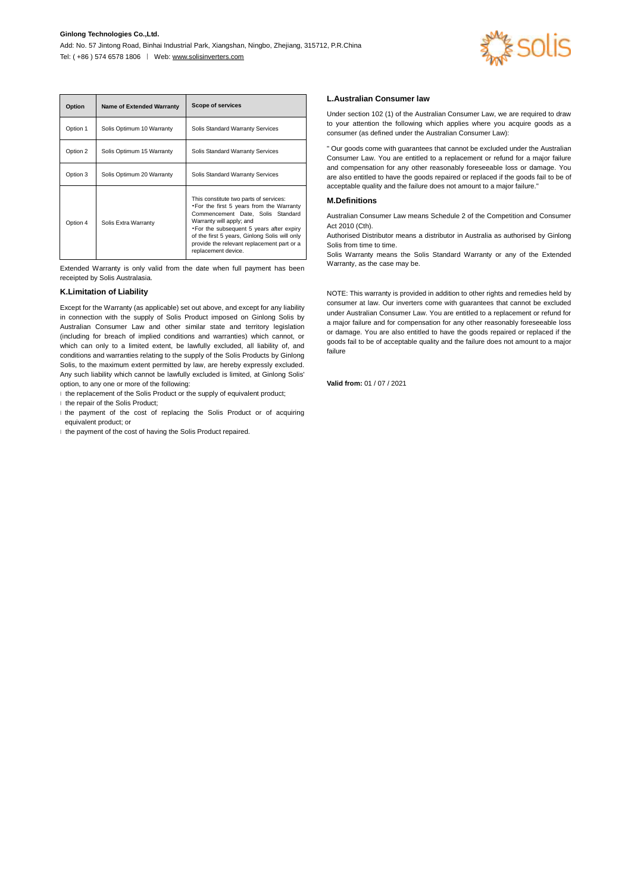| Option | Name of Extended Warranty | Scope of services |
|---|---|---|
| Option 1 | Solis Optimum 10 Warranty | Solis Standard Warranty Services |
| Option 2 | Solis Optimum 15 Warranty | Solis Standard Warranty Services |
| Option 3 | Solis Optimum 20 Warranty | Solis Standard Warranty Services |
| Option 4 | Solis Extra Warranty | This constitute two parts of services:<br>•For the first 5 years from the Warranty Commencement Date, Solis Standard Warranty will apply; and<br>•For the subsequent 5 years after expiry of the first 5 years, Ginlong Solis will only provide the relevant replacement part or a replacement device. |

Extended Warranty is only valid from the date when full payment has been receipted by Solis Australasia.

## K.Limitation of Liability

Except for the Warranty (as applicable) set out above, and except for any liability in connection with the supply of Solis Product imposed on Ginlong Solis by Australian Consumer Law and other similar state and territory legislation (including for breach of implied conditions and warranties) which cannot, or which can only to a limited extent, be lawfully excluded, all liability of, and conditions and warranties relating to the supply of the Solis Products by Ginlong Solis, to the maximum extent permitted by law, are hereby expressly excluded. Any such liability which cannot be lawfully excluded is limited, at Ginlong Solis' option, to any one or more of the following:

- the replacement of the Solis Product or the supply of equivalent product;
- the repair of the Solis Product;
- the payment of the cost of replacing the Solis Product or of acquiring equivalent product; or
- the payment of the cost of having the Solis Product repaired.

## L.Australian Consumer law

Under section 102 (1) of the Australian Consumer Law, we are required to draw to your attention the following which applies where you acquire goods as a consumer (as defined under the Australian Consumer Law):

" Our goods come with guarantees that cannot be excluded under the Australian Consumer Law. You are entitled to a replacement or refund for a major failure and compensation for any other reasonably foreseeable loss or damage. You are also entitled to have the goods repaired or replaced if the goods fail to be of acceptable quality and the failure does not amount to a major failure."

## M.Definitions

Australian Consumer Law means Schedule 2 of the Competition and Consumer Act 2010 (Cth).

Authorised Distributor means a distributor in Australia as authorised by Ginlong Solis from time to time.

Solis Warranty means the Solis Standard Warranty or any of the Extended Warranty, as the case may be.

NOTE: This warranty is provided in addition to other rights and remedies held by consumer at law. Our inverters come with guarantees that cannot be excluded under Australian Consumer Law. You are entitled to a replacement or refund for a major failure and for compensation for any other reasonably foreseeable loss or damage. You are also entitled to have the goods repaired or replaced if the goods fail to be of acceptable quality and the failure does not amount to a major failure

**Valid from:** 01 / 07 / 2021